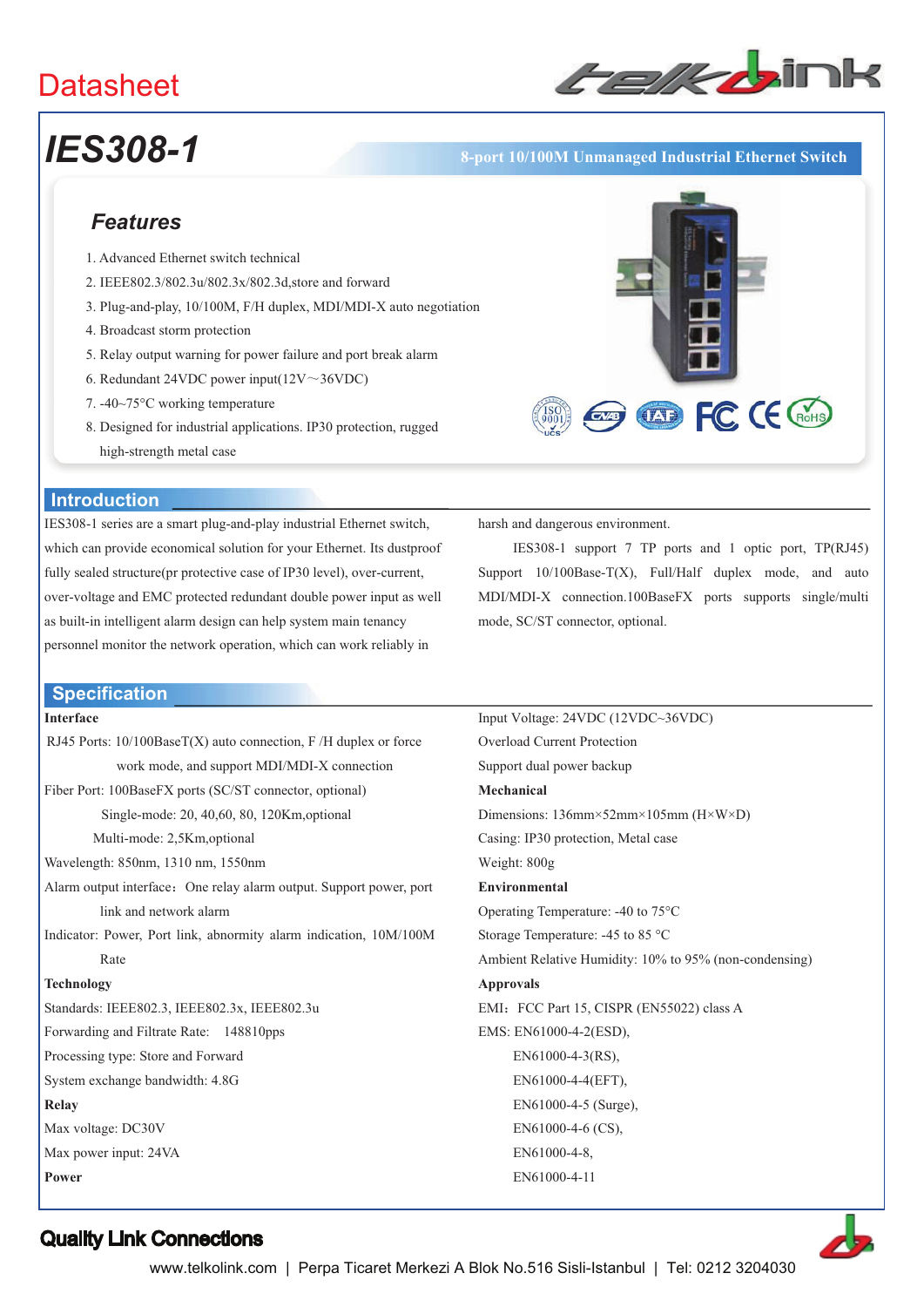Datasheet

# IES308-1

**8-port 10/100M Unmanaged Industrial Ethernet Switch**

## Features

1. Advanced Ethernet switch technical
2. IEEE802.3/802.3u/802.3x/802.3d,store and forward
3. Plug-and-play, 10/100M, F/H duplex, MDI/MDI-X auto negotiation
4. Broadcast storm protection
5. Relay output warning for power failure and port break alarm
6. Redundant 24VDC power input(12V～36VDC)
7. -40~75°C working temperature
8. Designed for industrial applications. IP30 protection, rugged high-strength metal case

## Introduction

IES308-1 series are a smart plug-and-play industrial Ethernet switch, which can provide economical solution for your Ethernet. Its dustproof fully sealed structure(pr protective case of IP30 level), over-current, over-voltage and EMC protected redundant double power input as well as built-in intelligent alarm design can help system main tenancy personnel monitor the network operation, which can work reliably in harsh and dangerous environment.

IES308-1 support 7 TP ports and 1 optic port, TP(RJ45) Support 10/100Base-T(X), Full/Half duplex mode, and auto MDI/MDI-X connection.100BaseFX ports supports single/multi mode, SC/ST connector, optional.

## Specification

**Interface**

RJ45 Ports: 10/100BaseT(X) auto connection, F /H duplex or force work mode, and support MDI/MDI-X connection

Fiber Port: 100BaseFX ports (SC/ST connector, optional)

Single-mode: 20, 40,60, 80, 120Km,optional

Multi-mode: 2,5Km,optional

Wavelength: 850nm, 1310 nm, 1550nm

Alarm output interface：One relay alarm output. Support power, port link and network alarm

Indicator: Power, Port link, abnormity alarm indication, 10M/100M Rate

**Technology**

Standards: IEEE802.3, IEEE802.3x, IEEE802.3u

Forwarding and Filtrate Rate: 148810pps

Processing type: Store and Forward

System exchange bandwidth: 4.8G

**Relay**

Max voltage: DC30V

Max power input: 24VA

**Power**

Input Voltage: 24VDC (12VDC~36VDC)

Overload Current Protection

Support dual power backup

**Mechanical**

Dimensions: 136mm×52mm×105mm (H×W×D)

Casing: IP30 protection, Metal case

Weight: 800g

**Environmental**

Operating Temperature: -40 to 75°C

Storage Temperature: -45 to 85 °C

Ambient Relative Humidity: 10% to 95% (non-condensing)

**Approvals**

EMI：FCC Part 15, CISPR (EN55022) class A

EMS: EN61000-4-2(ESD),

EN61000-4-3(RS),

EN61000-4-4(EFT),

EN61000-4-5 (Surge),

EN61000-4-6 (CS),

EN61000-4-8,

EN61000-4-11

Quality Link Connections

www.telkolink.com | Perpa Ticaret Merkezi A Blok No.516 Sisli-Istanbul | Tel: 0212 3204030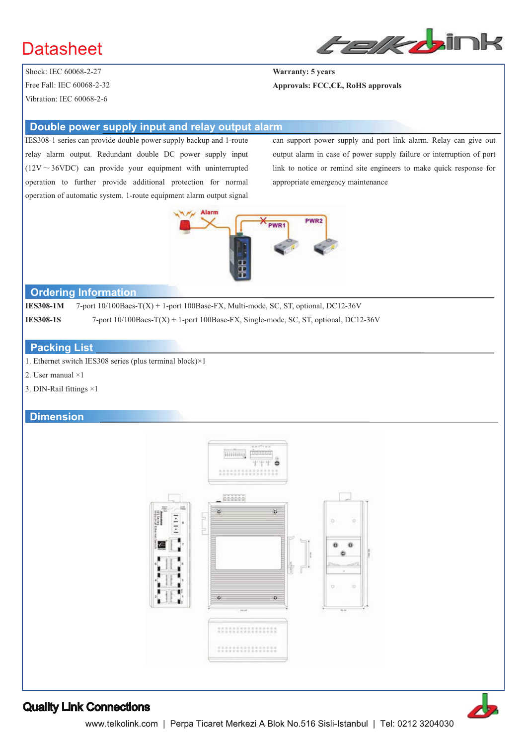Shock: IEC 60068-2-27

Free Fall: IEC 60068-2-32

Vibration: IEC 60068-2-6

**Warranty: 5 years**

**Approvals: FCC,CE, RoHS approvals**

## Double power supply input and relay output alarm

IES308-1 series can provide double power supply backup and 1-route relay alarm output. Redundant double DC power supply input (12V～36VDC) can provide your equipment with uninterrupted operation to further provide additional protection for normal operation of automatic system. 1-route equipment alarm output signal can support power supply and port link alarm. Relay can give out output alarm in case of power supply failure or interruption of port link to notice or remind site engineers to make quick response for appropriate emergency maintenance

Alarm
PWR1
PWR2

## Ordering Information

**IES308-1M** 7-port 10/100Baes-T(X) + 1-port 100Base-FX, Multi-mode, SC, ST, optional, DC12-36V

**IES308-1S** 7-port 10/100Baes-T(X) + 1-port 100Base-FX, Single-mode, SC, ST, optional, DC12-36V

## Packing List

1. Ethernet switch IES308 series (plus terminal block)×1
2. User manual ×1
3. DIN-Rail fittings ×1

## Dimension

**Quality Link Connections**

www.telkolink.com | Perpa Ticaret Merkezi A Blok No.516 Sisli-Istanbul | Tel: 0212 3204030